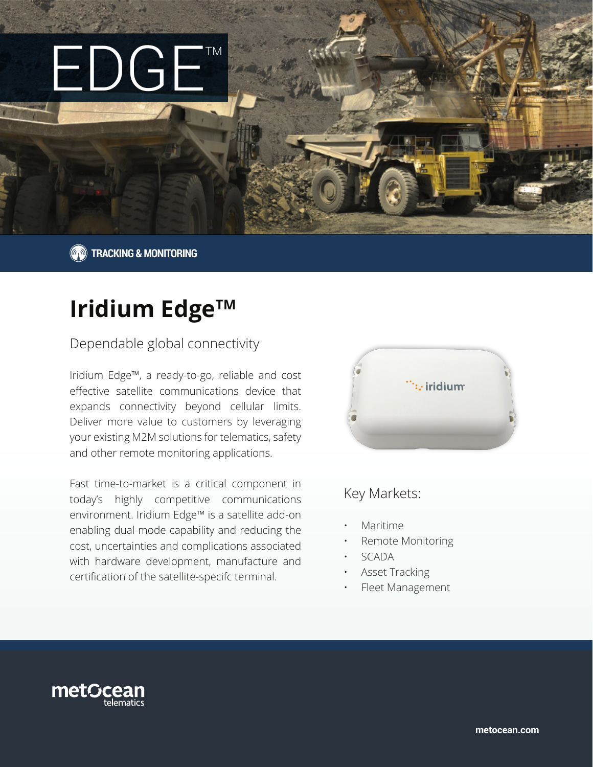# EDGE™

TRACKING & MONITORING

## Iridium Edge™

### Dependable global connectivity

Iridium Edge™, a ready-to-go, reliable and cost effective satellite communications device that expands connectivity beyond cellular limits. Deliver more value to customers by leveraging your existing M2M solutions for telematics, safety and other remote monitoring applications.

Fast time-to-market is a critical component in today's highly competitive communications environment. Iridium Edge™ is a satellite add-on enabling dual-mode capability and reducing the cost, uncertainties and complications associated with hardware development, manufacture and certification of the satellite-specifc terminal.

### Key Markets:

- Maritime
- Remote Monitoring
- SCADA
- Asset Tracking
- Fleet Management

metOcean telematics

metocean.com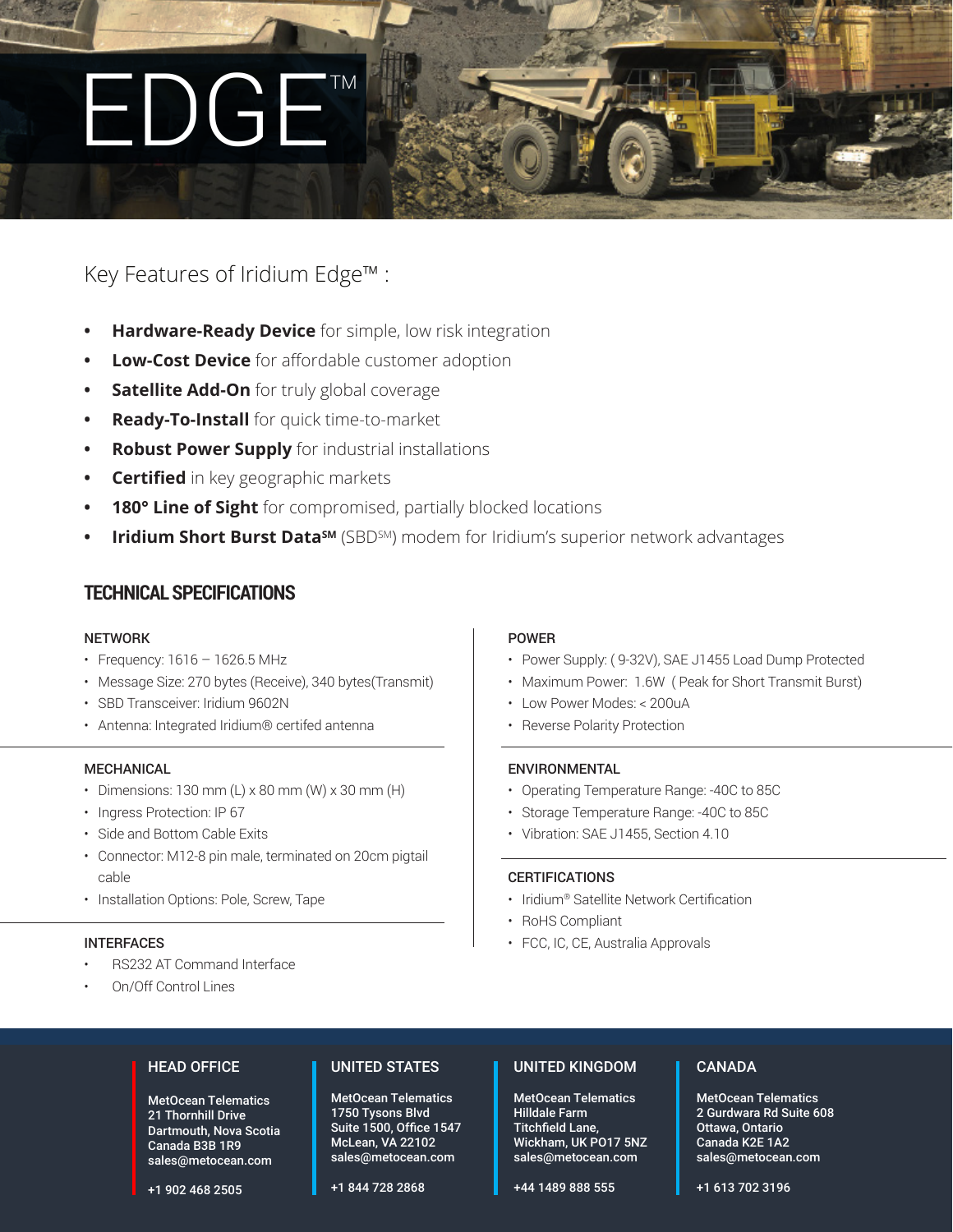# EDGE™

Key Features of Iridium Edge™ :

- **Hardware-Ready Device** for simple, low risk integration
- **Low-Cost Device** for affordable customer adoption
- **Satellite Add-On** for truly global coverage
- **Ready-To-Install** for quick time-to-market
- **Robust Power Supply** for industrial installations
- **Certified** in key geographic markets
- **180° Line of Sight** for compromised, partially blocked locations
- **Iridium Short Burst Data℠** (SBD℠) modem for Iridium's superior network advantages

## TECHNICAL SPECIFICATIONS

### NETWORK

- Frequency: 1616 – 1626.5 MHz
- Message Size: 270 bytes (Receive), 340 bytes(Transmit)
- SBD Transceiver: Iridium 9602N
- Antenna: Integrated Iridium® certifed antenna

### MECHANICAL

- Dimensions: 130 mm (L) x 80 mm (W) x 30 mm (H)
- Ingress Protection: IP 67
- Side and Bottom Cable Exits
- Connector: M12-8 pin male, terminated on 20cm pigtail cable
- Installation Options: Pole, Screw, Tape

### INTERFACES

- RS232 AT Command Interface
- On/Off Control Lines

### POWER

- Power Supply: ( 9-32V), SAE J1455 Load Dump Protected
- Maximum Power: 1.6W ( Peak for Short Transmit Burst)
- Low Power Modes: < 200uA
- Reverse Polarity Protection

### ENVIRONMENTAL

- Operating Temperature Range: -40C to 85C
- Storage Temperature Range: -40C to 85C
- Vibration: SAE J1455, Section 4.10

### CERTIFICATIONS

- Iridium® Satellite Network Certification
- RoHS Compliant
- FCC, IC, CE, Australia Approvals

### HEAD OFFICE

**MetOcean Telematics**
**21 Thornhill Drive**
**Dartmouth, Nova Scotia**
**Canada B3B 1R9**
**sales@metocean.com**

**+1 902 468 2505**

### UNITED STATES

**MetOcean Telematics**
**1750 Tysons Blvd**
**Suite 1500, Office 1547**
**McLean, VA 22102**
**sales@metocean.com**

**+1 844 728 2868**

### UNITED KINGDOM

**MetOcean Telematics**
**Hilldale Farm**
**Titchfield Lane,**
**Wickham, UK PO17 5NZ**
**sales@metocean.com**

**+44 1489 888 555**

### CANADA

**MetOcean Telematics**
**2 Gurdwara Rd Suite 608**
**Ottawa, Ontario**
**Canada K2E 1A2**
**sales@metocean.com**

**+1 613 702 3196**